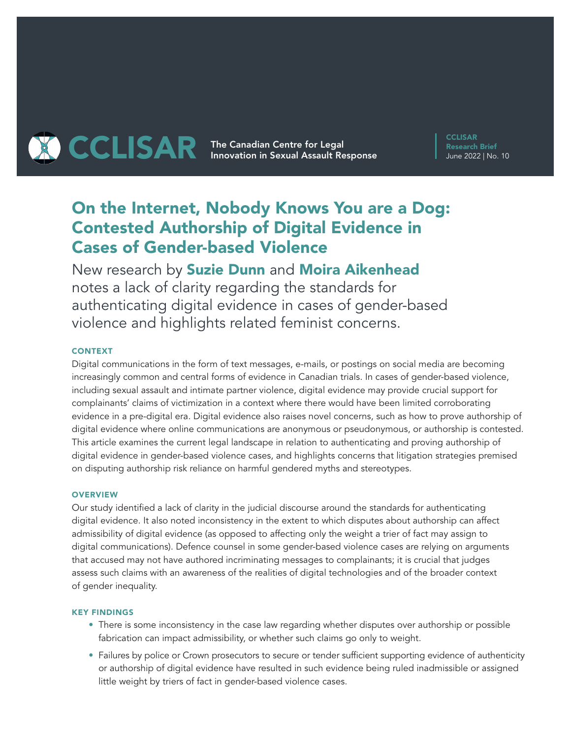CCLISAR The Canadian Centre for Legal Innovation in Sexual Assault Response

CCLISAR Research Brief
June 2022 | No. 10

# On the Internet, Nobody Knows You are a Dog: Contested Authorship of Digital Evidence in Cases of Gender-based Violence

New research by **Suzie Dunn** and **Moira Aikenhead** notes a lack of clarity regarding the standards for authenticating digital evidence in cases of gender-based violence and highlights related feminist concerns.

### CONTEXT

Digital communications in the form of text messages, e-mails, or postings on social media are becoming increasingly common and central forms of evidence in Canadian trials. In cases of gender-based violence, including sexual assault and intimate partner violence, digital evidence may provide crucial support for complainants' claims of victimization in a context where there would have been limited corroborating evidence in a pre-digital era. Digital evidence also raises novel concerns, such as how to prove authorship of digital evidence where online communications are anonymous or pseudonymous, or authorship is contested. This article examines the current legal landscape in relation to authenticating and proving authorship of digital evidence in gender-based violence cases, and highlights concerns that litigation strategies premised on disputing authorship risk reliance on harmful gendered myths and stereotypes.

### OVERVIEW

Our study identified a lack of clarity in the judicial discourse around the standards for authenticating digital evidence. It also noted inconsistency in the extent to which disputes about authorship can affect admissibility of digital evidence (as opposed to affecting only the weight a trier of fact may assign to digital communications). Defence counsel in some gender-based violence cases are relying on arguments that accused may not have authored incriminating messages to complainants; it is crucial that judges assess such claims with an awareness of the realities of digital technologies and of the broader context of gender inequality.

### KEY FINDINGS

- There is some inconsistency in the case law regarding whether disputes over authorship or possible fabrication can impact admissibility, or whether such claims go only to weight.
- Failures by police or Crown prosecutors to secure or tender sufficient supporting evidence of authenticity or authorship of digital evidence have resulted in such evidence being ruled inadmissible or assigned little weight by triers of fact in gender-based violence cases.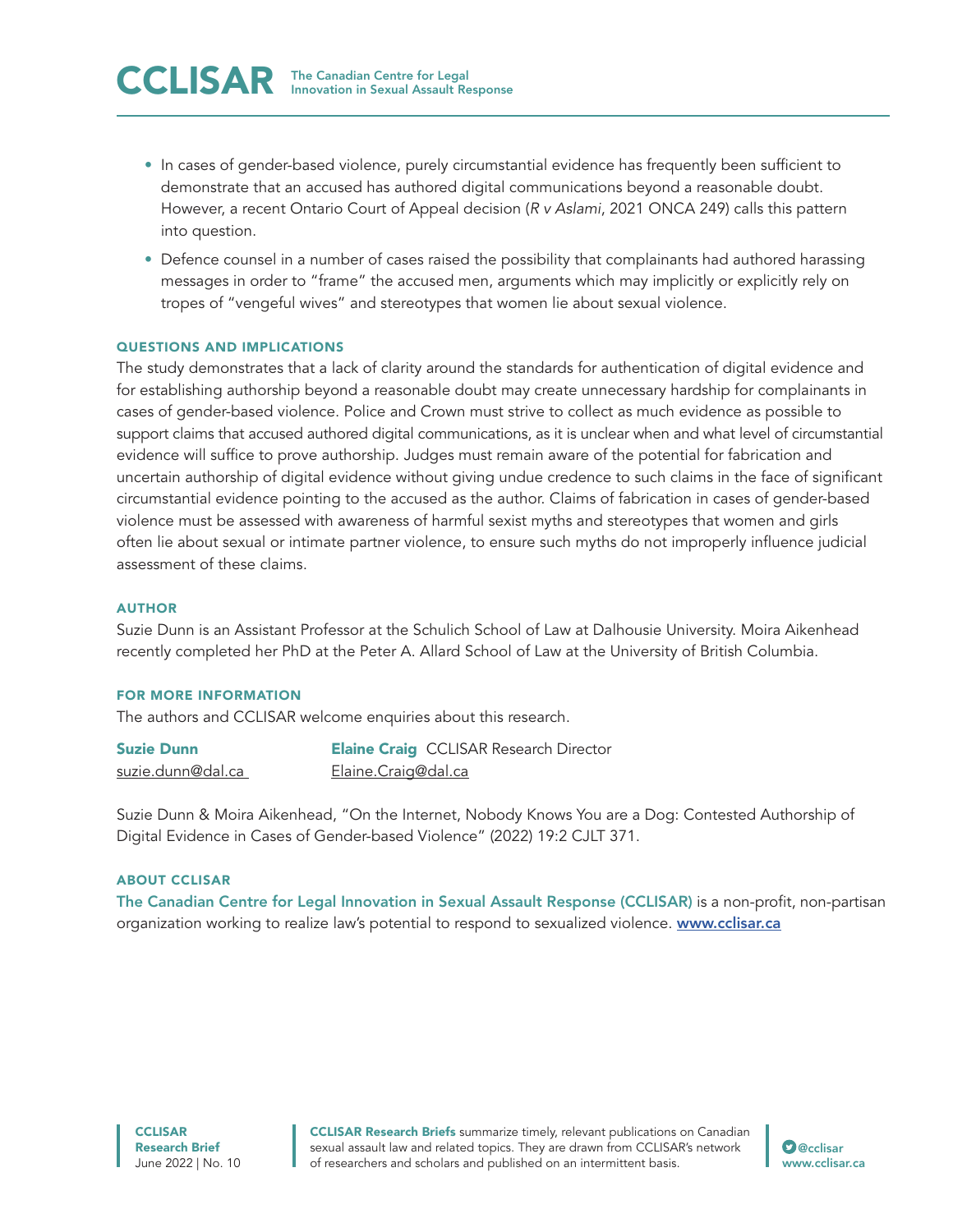- In cases of gender-based violence, purely circumstantial evidence has frequently been sufficient to demonstrate that an accused has authored digital communications beyond a reasonable doubt. However, a recent Ontario Court of Appeal decision (*R v Aslami*, 2021 ONCA 249) calls this pattern into question.
- Defence counsel in a number of cases raised the possibility that complainants had authored harassing messages in order to "frame" the accused men, arguments which may implicitly or explicitly rely on tropes of "vengeful wives" and stereotypes that women lie about sexual violence.

### QUESTIONS AND IMPLICATIONS

The study demonstrates that a lack of clarity around the standards for authentication of digital evidence and for establishing authorship beyond a reasonable doubt may create unnecessary hardship for complainants in cases of gender-based violence. Police and Crown must strive to collect as much evidence as possible to support claims that accused authored digital communications, as it is unclear when and what level of circumstantial evidence will suffice to prove authorship. Judges must remain aware of the potential for fabrication and uncertain authorship of digital evidence without giving undue credence to such claims in the face of significant circumstantial evidence pointing to the accused as the author. Claims of fabrication in cases of gender-based violence must be assessed with awareness of harmful sexist myths and stereotypes that women and girls often lie about sexual or intimate partner violence, to ensure such myths do not improperly influence judicial assessment of these claims.

### AUTHOR

Suzie Dunn is an Assistant Professor at the Schulich School of Law at Dalhousie University. Moira Aikenhead recently completed her PhD at the Peter A. Allard School of Law at the University of British Columbia.

### FOR MORE INFORMATION

The authors and CCLISAR welcome enquiries about this research.

**Suzie Dunn**
suzie.dunn@dal.ca

**Elaine Craig** CCLISAR Research Director
Elaine.Craig@dal.ca

Suzie Dunn & Moira Aikenhead, "On the Internet, Nobody Knows You are a Dog: Contested Authorship of Digital Evidence in Cases of Gender-based Violence" (2022) 19:2 CJLT 371.

### ABOUT CCLISAR

**The Canadian Centre for Legal Innovation in Sexual Assault Response (CCLISAR)** is a non-profit, non-partisan organization working to realize law's potential to respond to sexualized violence. **www.cclisar.ca**

**CCLISAR Research Brief**
June 2022 | No. 10

**CCLISAR Research Briefs** summarize timely, relevant publications on Canadian sexual assault law and related topics. They are drawn from CCLISAR's network of researchers and scholars and published on an intermittent basis.

@cclisar
www.cclisar.ca